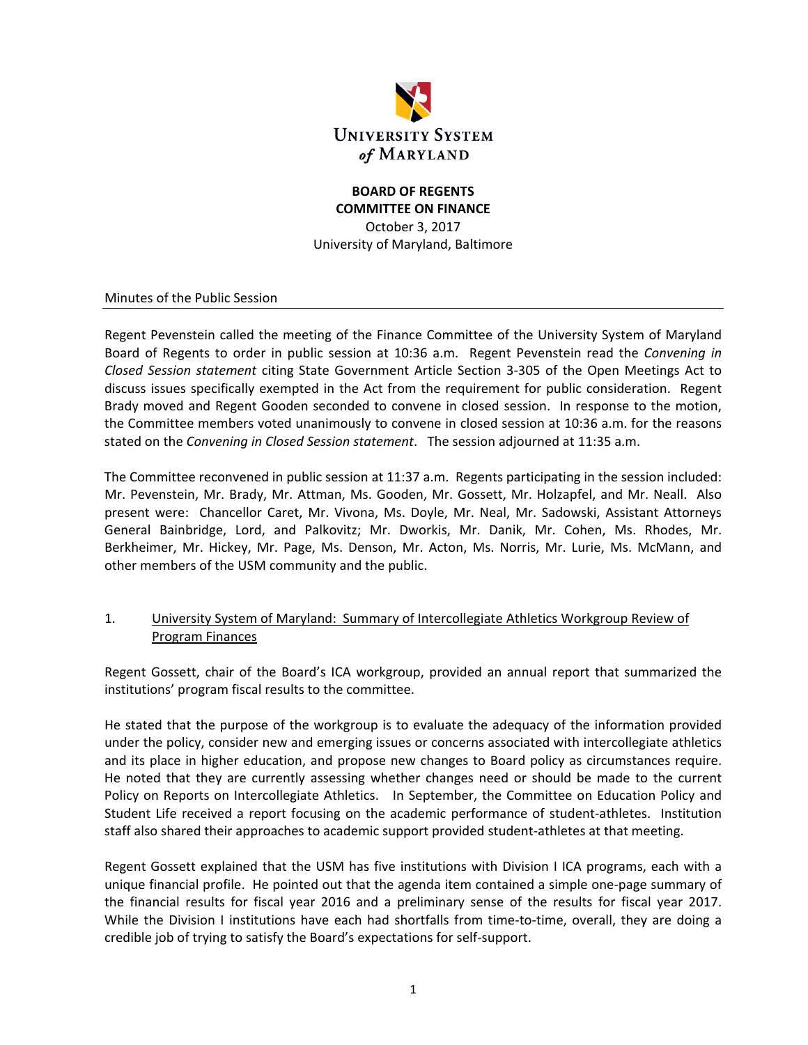UNIVERSITY SYSTEM *of* MARYLAND

**BOARD OF REGENTS**
**COMMITTEE ON FINANCE**
October 3, 2017
University of Maryland, Baltimore

Minutes of the Public Session

---

Regent Pevenstein called the meeting of the Finance Committee of the University System of Maryland Board of Regents to order in public session at 10:36 a.m. Regent Pevenstein read the *Convening in Closed Session statement* citing State Government Article Section 3-305 of the Open Meetings Act to discuss issues specifically exempted in the Act from the requirement for public consideration. Regent Brady moved and Regent Gooden seconded to convene in closed session. In response to the motion, the Committee members voted unanimously to convene in closed session at 10:36 a.m. for the reasons stated on the *Convening in Closed Session statement*. The session adjourned at 11:35 a.m.

The Committee reconvened in public session at 11:37 a.m. Regents participating in the session included: Mr. Pevenstein, Mr. Brady, Mr. Attman, Ms. Gooden, Mr. Gossett, Mr. Holzapfel, and Mr. Neall. Also present were: Chancellor Caret, Mr. Vivona, Ms. Doyle, Mr. Neal, Mr. Sadowski, Assistant Attorneys General Bainbridge, Lord, and Palkovitz; Mr. Dworkis, Mr. Danik, Mr. Cohen, Ms. Rhodes, Mr. Berkheimer, Mr. Hickey, Mr. Page, Ms. Denson, Mr. Acton, Ms. Norris, Mr. Lurie, Ms. McMann, and other members of the USM community and the public.

1. University System of Maryland: Summary of Intercollegiate Athletics Workgroup Review of Program Finances

Regent Gossett, chair of the Board's ICA workgroup, provided an annual report that summarized the institutions' program fiscal results to the committee.

He stated that the purpose of the workgroup is to evaluate the adequacy of the information provided under the policy, consider new and emerging issues or concerns associated with intercollegiate athletics and its place in higher education, and propose new changes to Board policy as circumstances require. He noted that they are currently assessing whether changes need or should be made to the current Policy on Reports on Intercollegiate Athletics. In September, the Committee on Education Policy and Student Life received a report focusing on the academic performance of student-athletes. Institution staff also shared their approaches to academic support provided student-athletes at that meeting.

Regent Gossett explained that the USM has five institutions with Division I ICA programs, each with a unique financial profile. He pointed out that the agenda item contained a simple one-page summary of the financial results for fiscal year 2016 and a preliminary sense of the results for fiscal year 2017. While the Division I institutions have each had shortfalls from time-to-time, overall, they are doing a credible job of trying to satisfy the Board's expectations for self-support.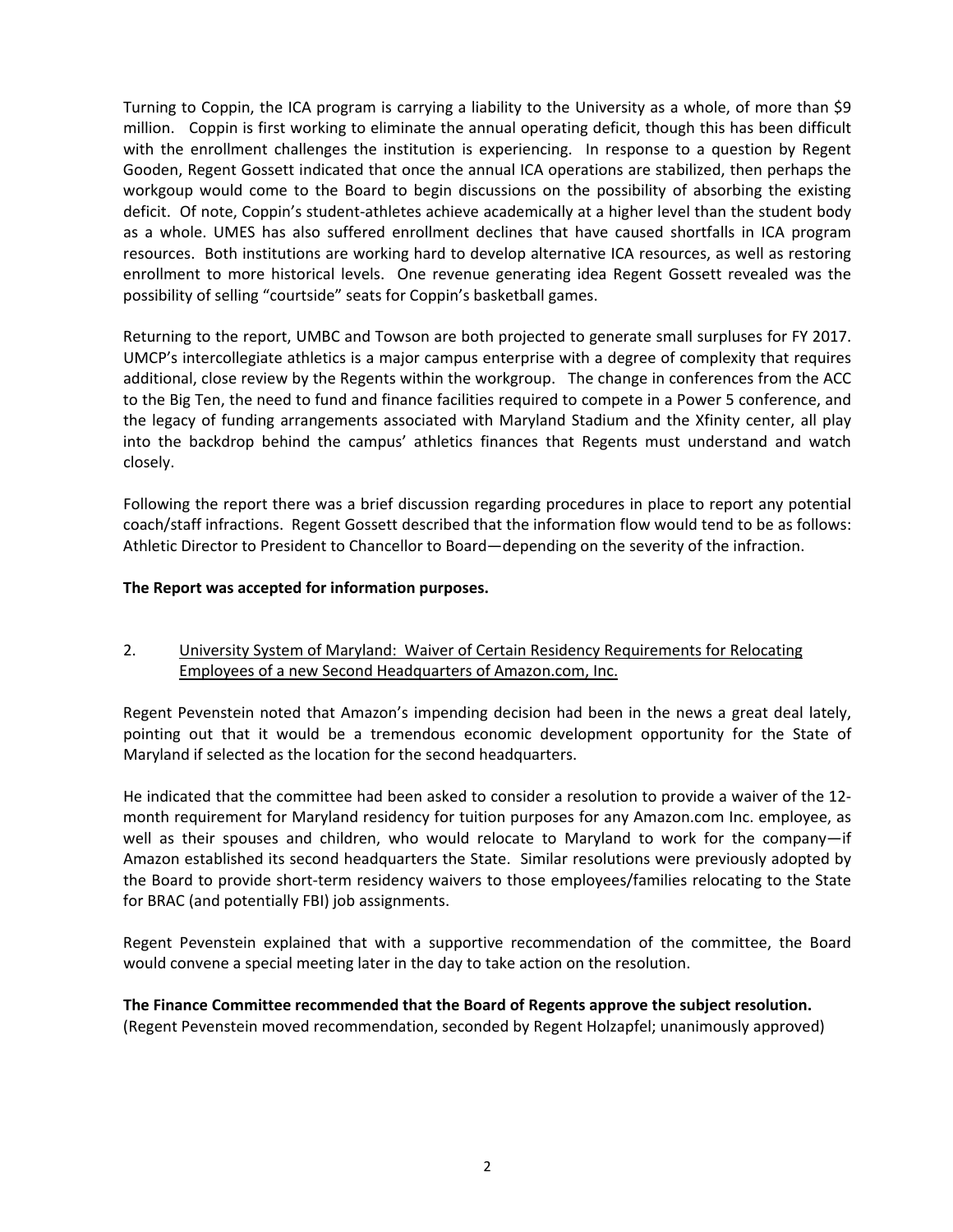Turning to Coppin, the ICA program is carrying a liability to the University as a whole, of more than $9 million. Coppin is first working to eliminate the annual operating deficit, though this has been difficult with the enrollment challenges the institution is experiencing. In response to a question by Regent Gooden, Regent Gossett indicated that once the annual ICA operations are stabilized, then perhaps the workgoup would come to the Board to begin discussions on the possibility of absorbing the existing deficit. Of note, Coppin's student-athletes achieve academically at a higher level than the student body as a whole. UMES has also suffered enrollment declines that have caused shortfalls in ICA program resources. Both institutions are working hard to develop alternative ICA resources, as well as restoring enrollment to more historical levels. One revenue generating idea Regent Gossett revealed was the possibility of selling "courtside" seats for Coppin's basketball games.

Returning to the report, UMBC and Towson are both projected to generate small surpluses for FY 2017. UMCP's intercollegiate athletics is a major campus enterprise with a degree of complexity that requires additional, close review by the Regents within the workgroup. The change in conferences from the ACC to the Big Ten, the need to fund and finance facilities required to compete in a Power 5 conference, and the legacy of funding arrangements associated with Maryland Stadium and the Xfinity center, all play into the backdrop behind the campus' athletics finances that Regents must understand and watch closely.

Following the report there was a brief discussion regarding procedures in place to report any potential coach/staff infractions. Regent Gossett described that the information flow would tend to be as follows: Athletic Director to President to Chancellor to Board—depending on the severity of the infraction.

**The Report was accepted for information purposes.**

2. <u>University System of Maryland: Waiver of Certain Residency Requirements for Relocating Employees of a new Second Headquarters of Amazon.com, Inc.</u>

Regent Pevenstein noted that Amazon's impending decision had been in the news a great deal lately, pointing out that it would be a tremendous economic development opportunity for the State of Maryland if selected as the location for the second headquarters.

He indicated that the committee had been asked to consider a resolution to provide a waiver of the 12-month requirement for Maryland residency for tuition purposes for any Amazon.com Inc. employee, as well as their spouses and children, who would relocate to Maryland to work for the company—if Amazon established its second headquarters the State. Similar resolutions were previously adopted by the Board to provide short-term residency waivers to those employees/families relocating to the State for BRAC (and potentially FBI) job assignments.

Regent Pevenstein explained that with a supportive recommendation of the committee, the Board would convene a special meeting later in the day to take action on the resolution.

**The Finance Committee recommended that the Board of Regents approve the subject resolution.**
(Regent Pevenstein moved recommendation, seconded by Regent Holzapfel; unanimously approved)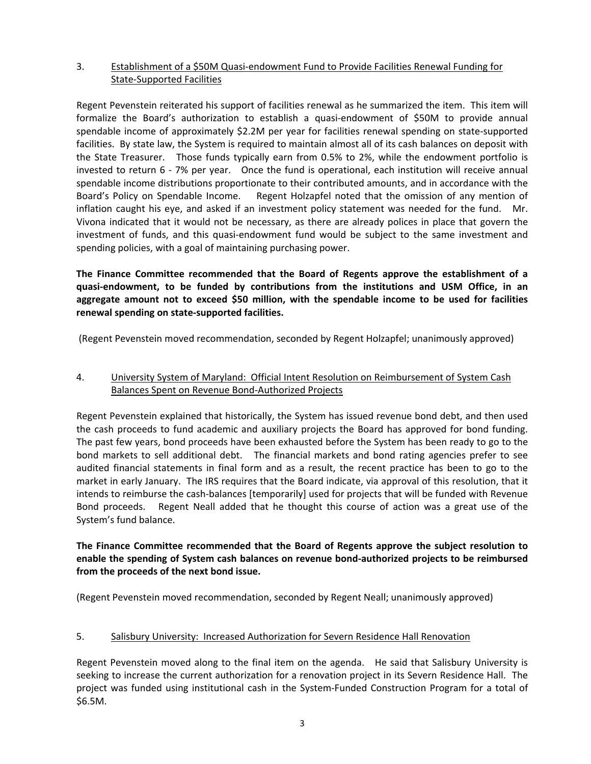3. Establishment of a $50M Quasi-endowment Fund to Provide Facilities Renewal Funding for State-Supported Facilities

Regent Pevenstein reiterated his support of facilities renewal as he summarized the item. This item will formalize the Board's authorization to establish a quasi-endowment of $50M to provide annual spendable income of approximately $2.2M per year for facilities renewal spending on state-supported facilities. By state law, the System is required to maintain almost all of its cash balances on deposit with the State Treasurer. Those funds typically earn from 0.5% to 2%, while the endowment portfolio is invested to return 6 - 7% per year. Once the fund is operational, each institution will receive annual spendable income distributions proportionate to their contributed amounts, and in accordance with the Board's Policy on Spendable Income. Regent Holzapfel noted that the omission of any mention of inflation caught his eye, and asked if an investment policy statement was needed for the fund. Mr. Vivona indicated that it would not be necessary, as there are already polices in place that govern the investment of funds, and this quasi-endowment fund would be subject to the same investment and spending policies, with a goal of maintaining purchasing power.

**The Finance Committee recommended that the Board of Regents approve the establishment of a quasi-endowment, to be funded by contributions from the institutions and USM Office, in an aggregate amount not to exceed $50 million, with the spendable income to be used for facilities renewal spending on state-supported facilities.**

(Regent Pevenstein moved recommendation, seconded by Regent Holzapfel; unanimously approved)

4. University System of Maryland: Official Intent Resolution on Reimbursement of System Cash Balances Spent on Revenue Bond-Authorized Projects

Regent Pevenstein explained that historically, the System has issued revenue bond debt, and then used the cash proceeds to fund academic and auxiliary projects the Board has approved for bond funding. The past few years, bond proceeds have been exhausted before the System has been ready to go to the bond markets to sell additional debt. The financial markets and bond rating agencies prefer to see audited financial statements in final form and as a result, the recent practice has been to go to the market in early January. The IRS requires that the Board indicate, via approval of this resolution, that it intends to reimburse the cash-balances [temporarily] used for projects that will be funded with Revenue Bond proceeds. Regent Neall added that he thought this course of action was a great use of the System's fund balance.

**The Finance Committee recommended that the Board of Regents approve the subject resolution to enable the spending of System cash balances on revenue bond-authorized projects to be reimbursed from the proceeds of the next bond issue.**

(Regent Pevenstein moved recommendation, seconded by Regent Neall; unanimously approved)

5. Salisbury University: Increased Authorization for Severn Residence Hall Renovation

Regent Pevenstein moved along to the final item on the agenda. He said that Salisbury University is seeking to increase the current authorization for a renovation project in its Severn Residence Hall. The project was funded using institutional cash in the System-Funded Construction Program for a total of $6.5M.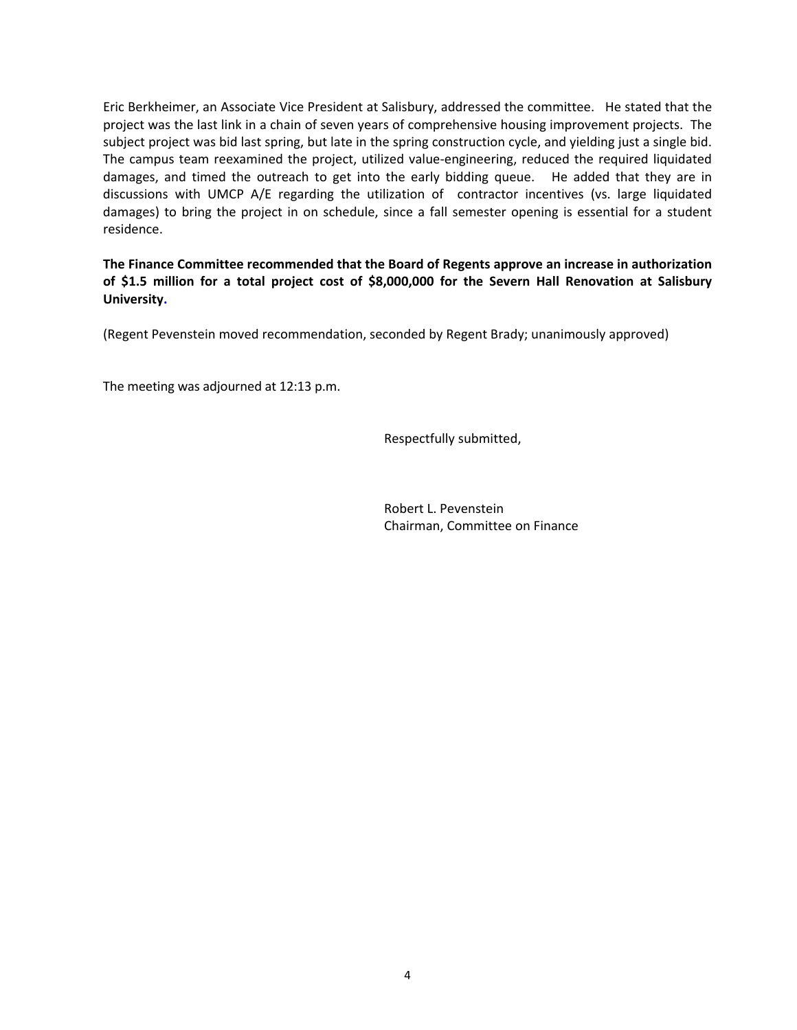Eric Berkheimer, an Associate Vice President at Salisbury, addressed the committee. He stated that the project was the last link in a chain of seven years of comprehensive housing improvement projects. The subject project was bid last spring, but late in the spring construction cycle, and yielding just a single bid. The campus team reexamined the project, utilized value-engineering, reduced the required liquidated damages, and timed the outreach to get into the early bidding queue. He added that they are in discussions with UMCP A/E regarding the utilization of contractor incentives (vs. large liquidated damages) to bring the project in on schedule, since a fall semester opening is essential for a student residence.

**The Finance Committee recommended that the Board of Regents approve an increase in authorization of $1.5 million for a total project cost of $8,000,000 for the Severn Hall Renovation at Salisbury University.**

(Regent Pevenstein moved recommendation, seconded by Regent Brady; unanimously approved)

The meeting was adjourned at 12:13 p.m.

Respectfully submitted,

Robert L. Pevenstein
Chairman, Committee on Finance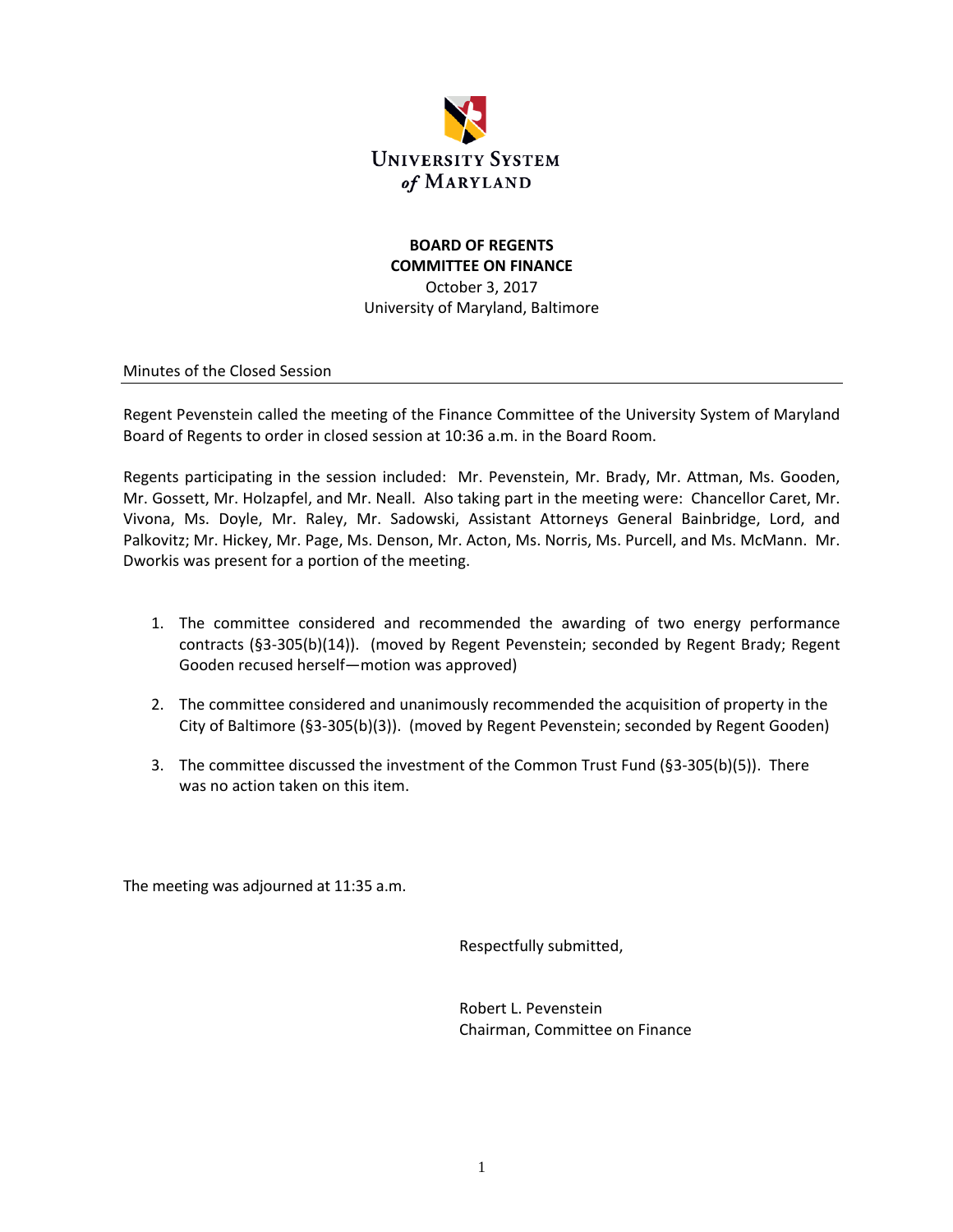UNIVERSITY SYSTEM
*of* MARYLAND

**BOARD OF REGENTS**
**COMMITTEE ON FINANCE**
October 3, 2017
University of Maryland, Baltimore

Minutes of the Closed Session

Regent Pevenstein called the meeting of the Finance Committee of the University System of Maryland Board of Regents to order in closed session at 10:36 a.m. in the Board Room.

Regents participating in the session included: Mr. Pevenstein, Mr. Brady, Mr. Attman, Ms. Gooden, Mr. Gossett, Mr. Holzapfel, and Mr. Neall. Also taking part in the meeting were: Chancellor Caret, Mr. Vivona, Ms. Doyle, Mr. Raley, Mr. Sadowski, Assistant Attorneys General Bainbridge, Lord, and Palkovitz; Mr. Hickey, Mr. Page, Ms. Denson, Mr. Acton, Ms. Norris, Ms. Purcell, and Ms. McMann. Mr. Dworkis was present for a portion of the meeting.

1. The committee considered and recommended the awarding of two energy performance contracts (§3-305(b)(14)). (moved by Regent Pevenstein; seconded by Regent Brady; Regent Gooden recused herself—motion was approved)

2. The committee considered and unanimously recommended the acquisition of property in the City of Baltimore (§3-305(b)(3)). (moved by Regent Pevenstein; seconded by Regent Gooden)

3. The committee discussed the investment of the Common Trust Fund (§3-305(b)(5)). There was no action taken on this item.

The meeting was adjourned at 11:35 a.m.

Respectfully submitted,

Robert L. Pevenstein
Chairman, Committee on Finance